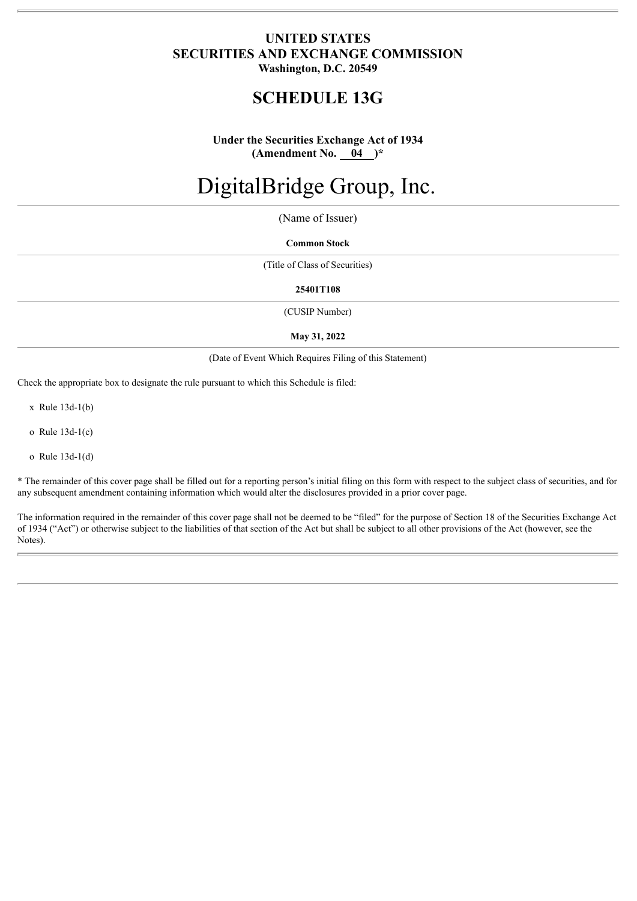**UNITED STATES**
**SECURITIES AND EXCHANGE COMMISSION**
**Washington, D.C. 20549**

# SCHEDULE 13G

**Under the Securities Exchange Act of 1934**
**(Amendment No. 04 )***

# DigitalBridge Group, Inc.

(Name of Issuer)

**Common Stock**

(Title of Class of Securities)

**25401T108**

(CUSIP Number)

**May 31, 2022**

(Date of Event Which Requires Filing of this Statement)

Check the appropriate box to designate the rule pursuant to which this Schedule is filed:

x Rule 13d-1(b)

o Rule 13d-1(c)

o Rule 13d-1(d)

* The remainder of this cover page shall be filled out for a reporting person's initial filing on this form with respect to the subject class of securities, and for any subsequent amendment containing information which would alter the disclosures provided in a prior cover page.

The information required in the remainder of this cover page shall not be deemed to be "filed" for the purpose of Section 18 of the Securities Exchange Act of 1934 ("Act") or otherwise subject to the liabilities of that section of the Act but shall be subject to all other provisions of the Act (however, see the Notes).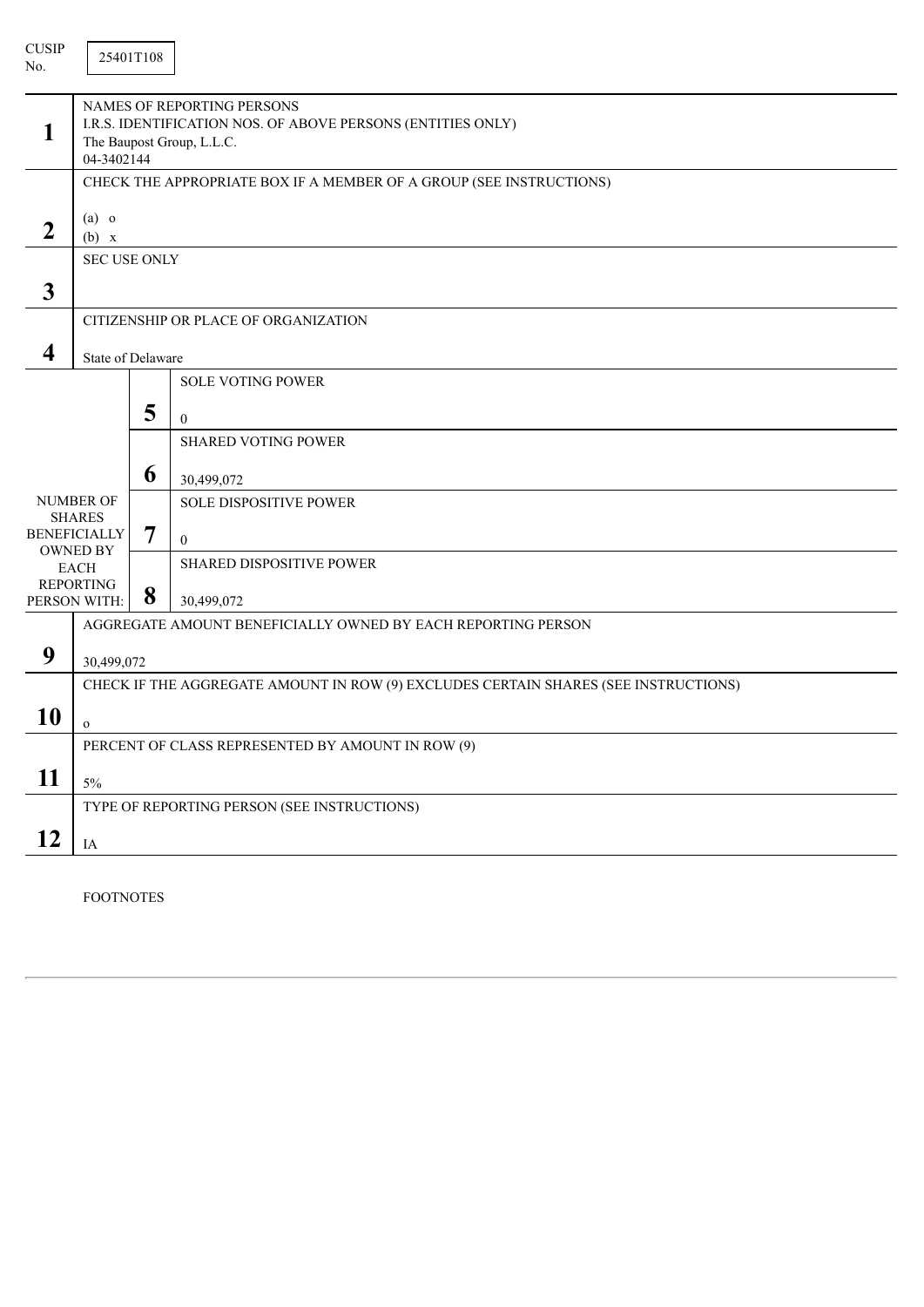CUSIP No. 25401T108

| | | | |
|---|---|---|---|
| **1** | NAMES OF REPORTING PERSONS<br>I.R.S. IDENTIFICATION NOS. OF ABOVE PERSONS (ENTITIES ONLY)<br>The Baupost Group, L.L.C.<br>04-3402144 | | |
| **2** | CHECK THE APPROPRIATE BOX IF A MEMBER OF A GROUP (SEE INSTRUCTIONS)<br>(a) o<br>(b) x | | |
| **3** | SEC USE ONLY | | |
| **4** | CITIZENSHIP OR PLACE OF ORGANIZATION<br>State of Delaware | | |
| NUMBER OF SHARES BENEFICIALLY OWNED BY EACH REPORTING PERSON WITH: | | **5** | SOLE VOTING POWER<br>0 |
| | | **6** | SHARED VOTING POWER<br>30,499,072 |
| | | **7** | SOLE DISPOSITIVE POWER<br>0 |
| | | **8** | SHARED DISPOSITIVE POWER<br>30,499,072 |
| **9** | AGGREGATE AMOUNT BENEFICIALLY OWNED BY EACH REPORTING PERSON<br>30,499,072 | | |
| **10** | CHECK IF THE AGGREGATE AMOUNT IN ROW (9) EXCLUDES CERTAIN SHARES (SEE INSTRUCTIONS)<br>o | | |
| **11** | PERCENT OF CLASS REPRESENTED BY AMOUNT IN ROW (9)<br>5% | | |
| **12** | TYPE OF REPORTING PERSON (SEE INSTRUCTIONS)<br>IA | | |

FOOTNOTES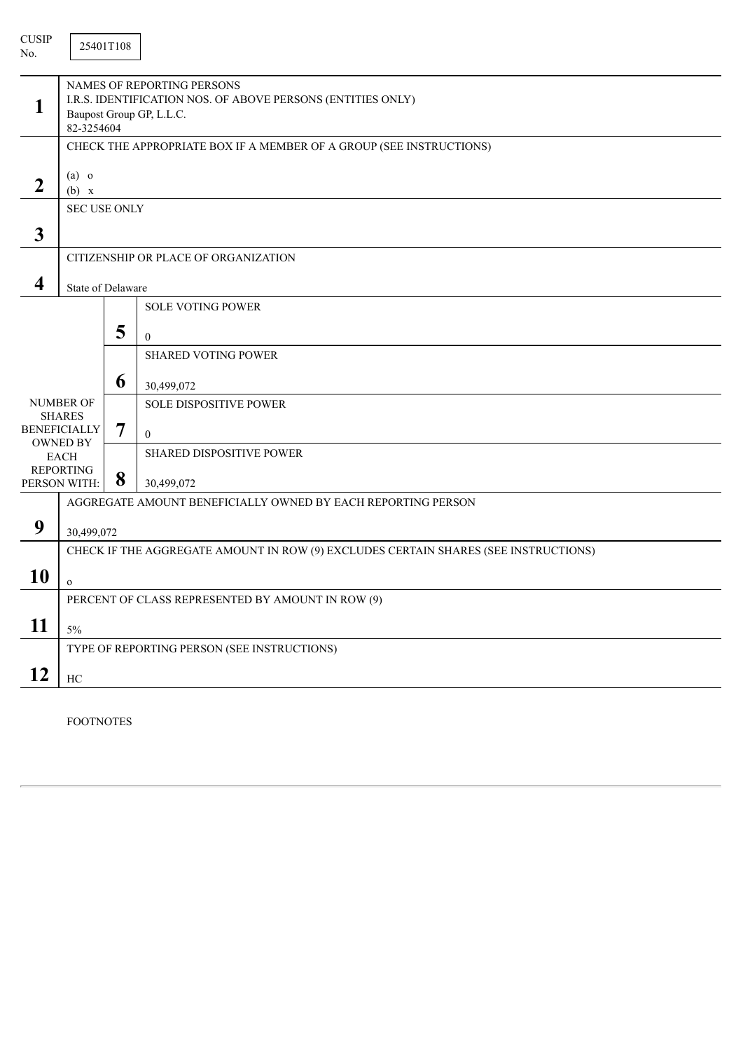CUSIP No. 25401T108

| | | | |
|---|---|---|---|
| **1** | NAMES OF REPORTING PERSONS<br>I.R.S. IDENTIFICATION NOS. OF ABOVE PERSONS (ENTITIES ONLY)<br>Baupost Group GP, L.L.C.<br>82-3254604 | | |
| **2** | CHECK THE APPROPRIATE BOX IF A MEMBER OF A GROUP (SEE INSTRUCTIONS)<br>(a) o<br>(b) x | | |
| **3** | SEC USE ONLY | | |
| **4** | CITIZENSHIP OR PLACE OF ORGANIZATION<br>State of Delaware | | |
| NUMBER OF SHARES BENEFICIALLY OWNED BY EACH REPORTING PERSON WITH: | **5** | SOLE VOTING POWER<br>0 | |
| | **6** | SHARED VOTING POWER<br>30,499,072 | |
| | **7** | SOLE DISPOSITIVE POWER<br>0 | |
| | **8** | SHARED DISPOSITIVE POWER<br>30,499,072 | |
| **9** | AGGREGATE AMOUNT BENEFICIALLY OWNED BY EACH REPORTING PERSON<br>30,499,072 | | |
| **10** | CHECK IF THE AGGREGATE AMOUNT IN ROW (9) EXCLUDES CERTAIN SHARES (SEE INSTRUCTIONS)<br>o | | |
| **11** | PERCENT OF CLASS REPRESENTED BY AMOUNT IN ROW (9)<br>5% | | |
| **12** | TYPE OF REPORTING PERSON (SEE INSTRUCTIONS)<br>HC | | |

FOOTNOTES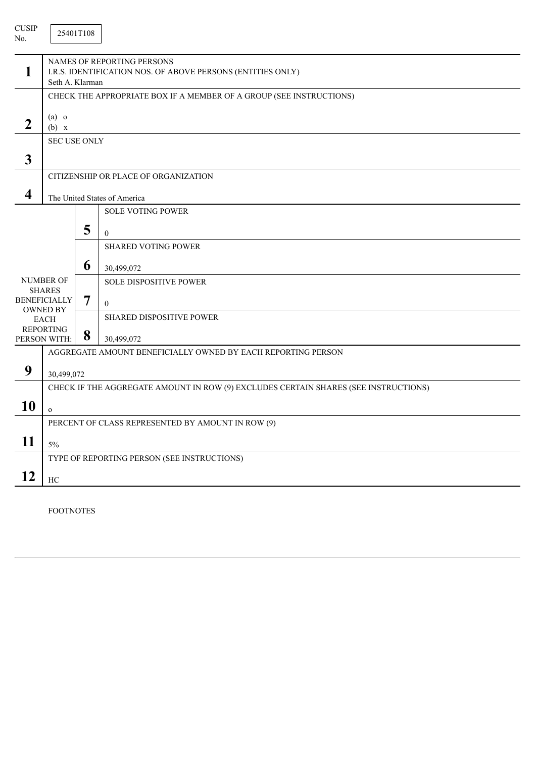CUSIP No. 25401T108

| | | |
|---|---|---|
| **1** | NAMES OF REPORTING PERSONS<br>I.R.S. IDENTIFICATION NOS. OF ABOVE PERSONS (ENTITIES ONLY)<br>Seth A. Klarman | |
| **2** | CHECK THE APPROPRIATE BOX IF A MEMBER OF A GROUP (SEE INSTRUCTIONS)<br><br>(a) o<br>(b) x | |
| **3** | SEC USE ONLY | |
| **4** | CITIZENSHIP OR PLACE OF ORGANIZATION<br><br>The United States of America | |
| NUMBER OF SHARES BENEFICIALLY OWNED BY EACH REPORTING PERSON WITH: | **5** | SOLE VOTING POWER<br><br>0 |
| | **6** | SHARED VOTING POWER<br><br>30,499,072 |
| | **7** | SOLE DISPOSITIVE POWER<br><br>0 |
| | **8** | SHARED DISPOSITIVE POWER<br><br>30,499,072 |
| **9** | AGGREGATE AMOUNT BENEFICIALLY OWNED BY EACH REPORTING PERSON<br><br>30,499,072 | |
| **10** | CHECK IF THE AGGREGATE AMOUNT IN ROW (9) EXCLUDES CERTAIN SHARES (SEE INSTRUCTIONS)<br><br>o | |
| **11** | PERCENT OF CLASS REPRESENTED BY AMOUNT IN ROW (9)<br><br>5% | |
| **12** | TYPE OF REPORTING PERSON (SEE INSTRUCTIONS)<br><br>HC | |

FOOTNOTES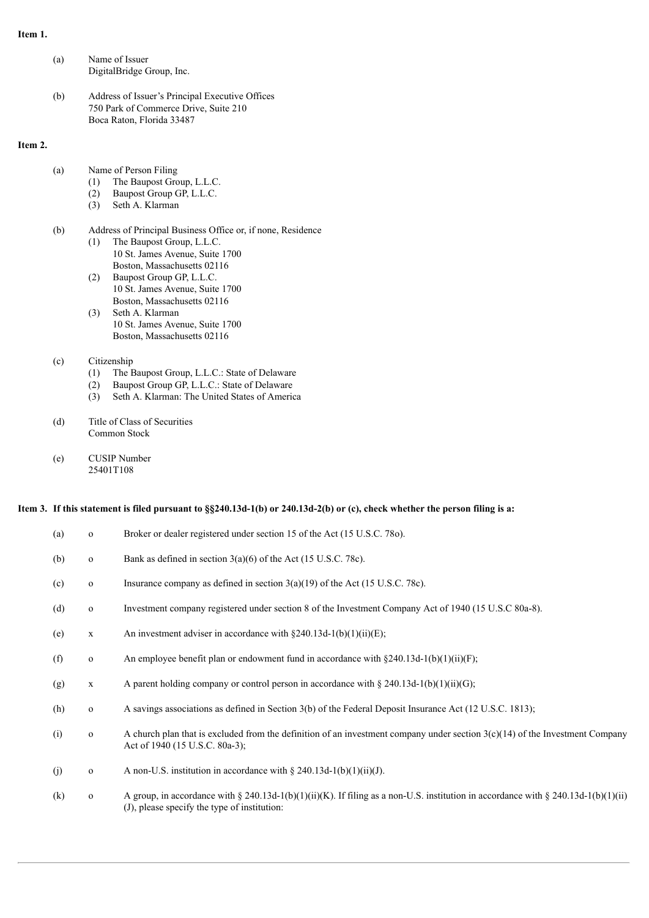**Item 1.**

(a) Name of Issuer
DigitalBridge Group, Inc.

(b) Address of Issuer's Principal Executive Offices
750 Park of Commerce Drive, Suite 210
Boca Raton, Florida 33487

**Item 2.**

(a) Name of Person Filing
(1) The Baupost Group, L.L.C.
(2) Baupost Group GP, L.L.C.
(3) Seth A. Klarman

(b) Address of Principal Business Office or, if none, Residence
(1) The Baupost Group, L.L.C.
10 St. James Avenue, Suite 1700
Boston, Massachusetts 02116
(2) Baupost Group GP, L.L.C.
10 St. James Avenue, Suite 1700
Boston, Massachusetts 02116
(3) Seth A. Klarman
10 St. James Avenue, Suite 1700
Boston, Massachusetts 02116

(c) Citizenship
(1) The Baupost Group, L.L.C.: State of Delaware
(2) Baupost Group GP, L.L.C.: State of Delaware
(3) Seth A. Klarman: The United States of America

(d) Title of Class of Securities
Common Stock

(e) CUSIP Number
25401T108

**Item 3. If this statement is filed pursuant to §§240.13d-1(b) or 240.13d-2(b) or (c), check whether the person filing is a:**

(a) o Broker or dealer registered under section 15 of the Act (15 U.S.C. 78o).

(b) o Bank as defined in section 3(a)(6) of the Act (15 U.S.C. 78c).

(c) o Insurance company as defined in section 3(a)(19) of the Act (15 U.S.C. 78c).

(d) o Investment company registered under section 8 of the Investment Company Act of 1940 (15 U.S.C 80a-8).

(e) x An investment adviser in accordance with §240.13d-1(b)(1)(ii)(E);

(f) o An employee benefit plan or endowment fund in accordance with §240.13d-1(b)(1)(ii)(F);

(g) x A parent holding company or control person in accordance with § 240.13d-1(b)(1)(ii)(G);

(h) o A savings associations as defined in Section 3(b) of the Federal Deposit Insurance Act (12 U.S.C. 1813);

(i) o A church plan that is excluded from the definition of an investment company under section 3(c)(14) of the Investment Company Act of 1940 (15 U.S.C. 80a-3);

(j) o A non-U.S. institution in accordance with § 240.13d-1(b)(1)(ii)(J).

(k) o A group, in accordance with § 240.13d-1(b)(1)(ii)(K). If filing as a non-U.S. institution in accordance with § 240.13d-1(b)(1)(ii)(J), please specify the type of institution: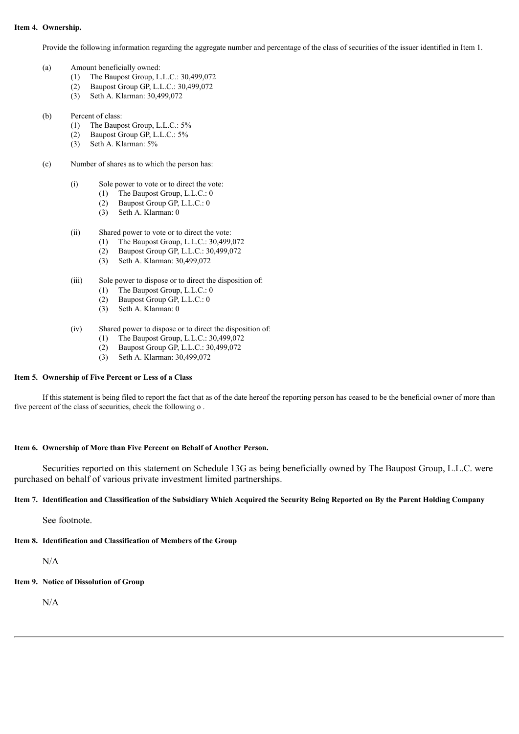**Item 4. Ownership.**

Provide the following information regarding the aggregate number and percentage of the class of securities of the issuer identified in Item 1.

(a) Amount beneficially owned:
- (1) The Baupost Group, L.L.C.: 30,499,072
- (2) Baupost Group GP, L.L.C.: 30,499,072
- (3) Seth A. Klarman: 30,499,072

(b) Percent of class:
- (1) The Baupost Group, L.L.C.: 5%
- (2) Baupost Group GP, L.L.C.: 5%
- (3) Seth A. Klarman: 5%

(c) Number of shares as to which the person has:

(i) Sole power to vote or to direct the vote:
- (1) The Baupost Group, L.L.C.: 0
- (2) Baupost Group GP, L.L.C.: 0
- (3) Seth A. Klarman: 0

(ii) Shared power to vote or to direct the vote:
- (1) The Baupost Group, L.L.C.: 30,499,072
- (2) Baupost Group GP, L.L.C.: 30,499,072
- (3) Seth A. Klarman: 30,499,072

(iii) Sole power to dispose or to direct the disposition of:
- (1) The Baupost Group, L.L.C.: 0
- (2) Baupost Group GP, L.L.C.: 0
- (3) Seth A. Klarman: 0

(iv) Shared power to dispose or to direct the disposition of:
- (1) The Baupost Group, L.L.C.: 30,499,072
- (2) Baupost Group GP, L.L.C.: 30,499,072
- (3) Seth A. Klarman: 30,499,072

**Item 5. Ownership of Five Percent or Less of a Class**

If this statement is being filed to report the fact that as of the date hereof the reporting person has ceased to be the beneficial owner of more than five percent of the class of securities, check the following o .

**Item 6. Ownership of More than Five Percent on Behalf of Another Person.**

Securities reported on this statement on Schedule 13G as being beneficially owned by The Baupost Group, L.L.C. were purchased on behalf of various private investment limited partnerships.

**Item 7. Identification and Classification of the Subsidiary Which Acquired the Security Being Reported on By the Parent Holding Company**

See footnote.

**Item 8. Identification and Classification of Members of the Group**

N/A

**Item 9. Notice of Dissolution of Group**

N/A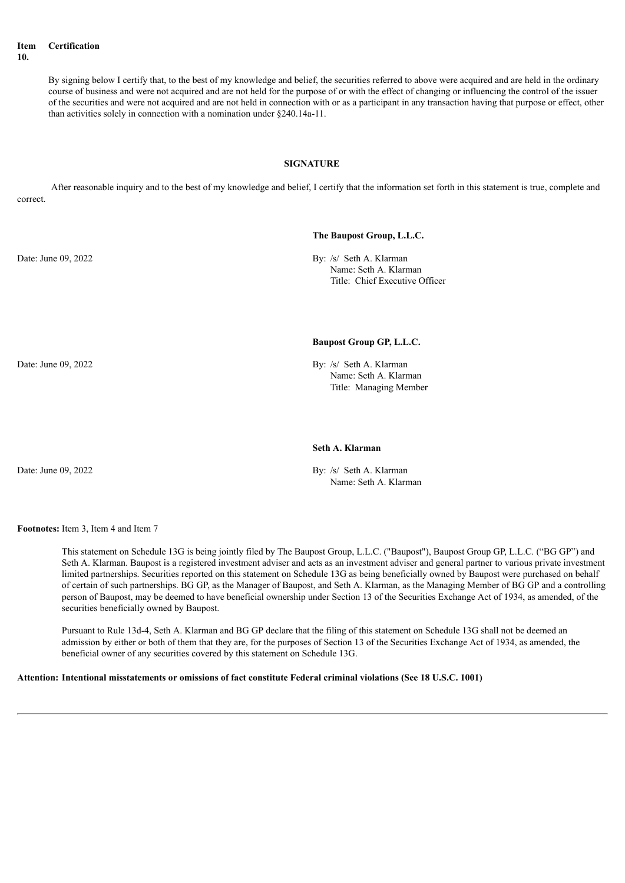**Item 10. Certification**

By signing below I certify that, to the best of my knowledge and belief, the securities referred to above were acquired and are held in the ordinary course of business and were not acquired and are not held for the purpose of or with the effect of changing or influencing the control of the issuer of the securities and were not acquired and are not held in connection with or as a participant in any transaction having that purpose or effect, other than activities solely in connection with a nomination under §240.14a-11.

**SIGNATURE**

After reasonable inquiry and to the best of my knowledge and belief, I certify that the information set forth in this statement is true, complete and correct.

**The Baupost Group, L.L.C.**

Date: June 09, 2022

By: /s/ Seth A. Klarman
Name: Seth A. Klarman
Title: Chief Executive Officer

**Baupost Group GP, L.L.C.**

Date: June 09, 2022

By: /s/ Seth A. Klarman
Name: Seth A. Klarman
Title: Managing Member

**Seth A. Klarman**

Date: June 09, 2022

By: /s/ Seth A. Klarman
Name: Seth A. Klarman

**Footnotes:** Item 3, Item 4 and Item 7

This statement on Schedule 13G is being jointly filed by The Baupost Group, L.L.C. ("Baupost"), Baupost Group GP, L.L.C. ("BG GP") and Seth A. Klarman. Baupost is a registered investment adviser and acts as an investment adviser and general partner to various private investment limited partnerships. Securities reported on this statement on Schedule 13G as being beneficially owned by Baupost were purchased on behalf of certain of such partnerships. BG GP, as the Manager of Baupost, and Seth A. Klarman, as the Managing Member of BG GP and a controlling person of Baupost, may be deemed to have beneficial ownership under Section 13 of the Securities Exchange Act of 1934, as amended, of the securities beneficially owned by Baupost.

Pursuant to Rule 13d-4, Seth A. Klarman and BG GP declare that the filing of this statement on Schedule 13G shall not be deemed an admission by either or both of them that they are, for the purposes of Section 13 of the Securities Exchange Act of 1934, as amended, the beneficial owner of any securities covered by this statement on Schedule 13G.

**Attention: Intentional misstatements or omissions of fact constitute Federal criminal violations (See 18 U.S.C. 1001)**